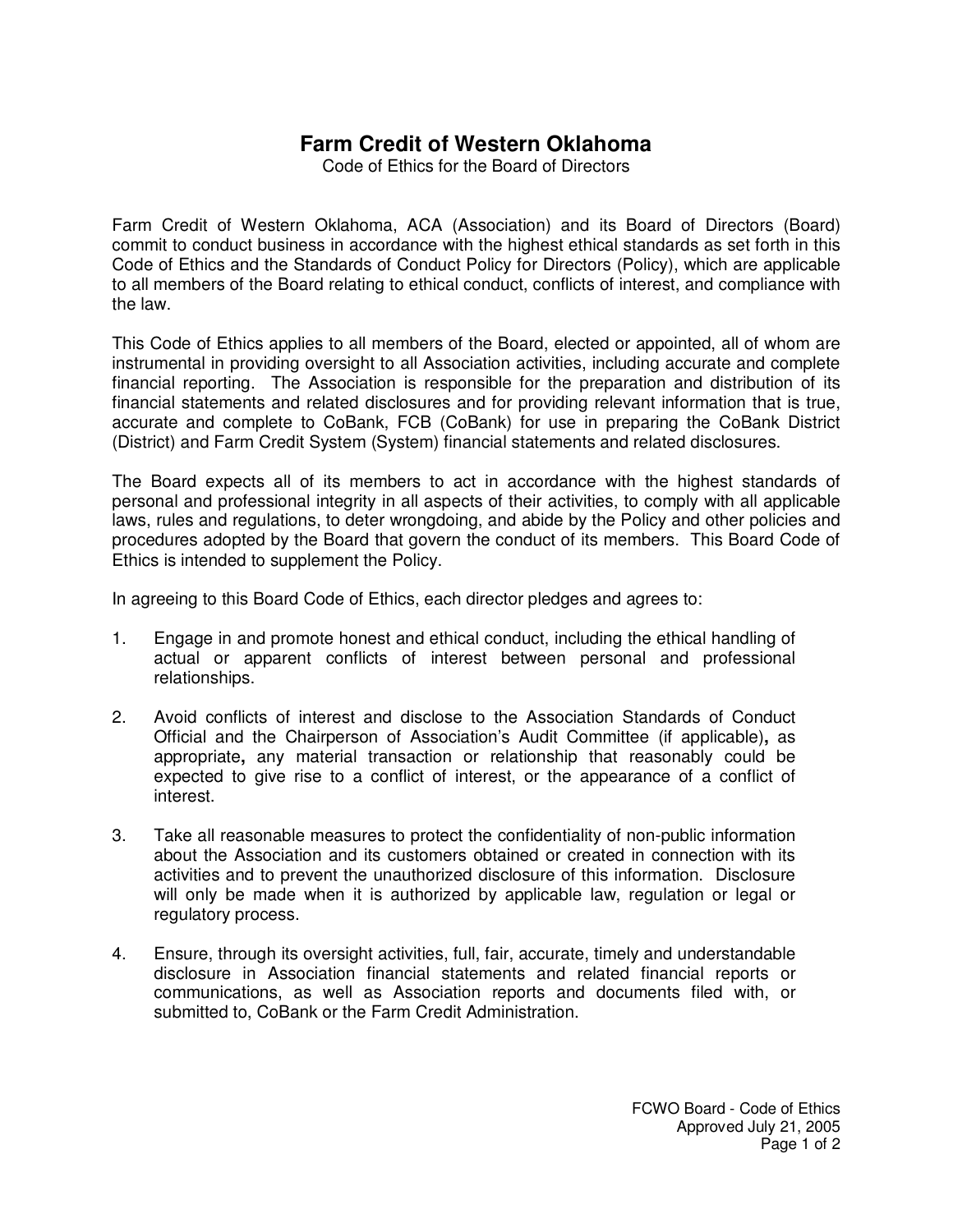# Farm Credit of Western Oklahoma

Code of Ethics for the Board of Directors

Farm Credit of Western Oklahoma, ACA (Association) and its Board of Directors (Board) commit to conduct business in accordance with the highest ethical standards as set forth in this Code of Ethics and the Standards of Conduct Policy for Directors (Policy), which are applicable to all members of the Board relating to ethical conduct, conflicts of interest, and compliance with the law.

This Code of Ethics applies to all members of the Board, elected or appointed, all of whom are instrumental in providing oversight to all Association activities, including accurate and complete financial reporting. The Association is responsible for the preparation and distribution of its financial statements and related disclosures and for providing relevant information that is true, accurate and complete to CoBank, FCB (CoBank) for use in preparing the CoBank District (District) and Farm Credit System (System) financial statements and related disclosures.

The Board expects all of its members to act in accordance with the highest standards of personal and professional integrity in all aspects of their activities, to comply with all applicable laws, rules and regulations, to deter wrongdoing, and abide by the Policy and other policies and procedures adopted by the Board that govern the conduct of its members. This Board Code of Ethics is intended to supplement the Policy.

In agreeing to this Board Code of Ethics, each director pledges and agrees to:

1. Engage in and promote honest and ethical conduct, including the ethical handling of actual or apparent conflicts of interest between personal and professional relationships.

2. Avoid conflicts of interest and disclose to the Association Standards of Conduct Official and the Chairperson of Association's Audit Committee (if applicable)**,** as appropriate**,** any material transaction or relationship that reasonably could be expected to give rise to a conflict of interest, or the appearance of a conflict of interest.

3. Take all reasonable measures to protect the confidentiality of non-public information about the Association and its customers obtained or created in connection with its activities and to prevent the unauthorized disclosure of this information. Disclosure will only be made when it is authorized by applicable law, regulation or legal or regulatory process.

4. Ensure, through its oversight activities, full, fair, accurate, timely and understandable disclosure in Association financial statements and related financial reports or communications, as well as Association reports and documents filed with, or submitted to, CoBank or the Farm Credit Administration.

FCWO Board - Code of Ethics
Approved July 21, 2005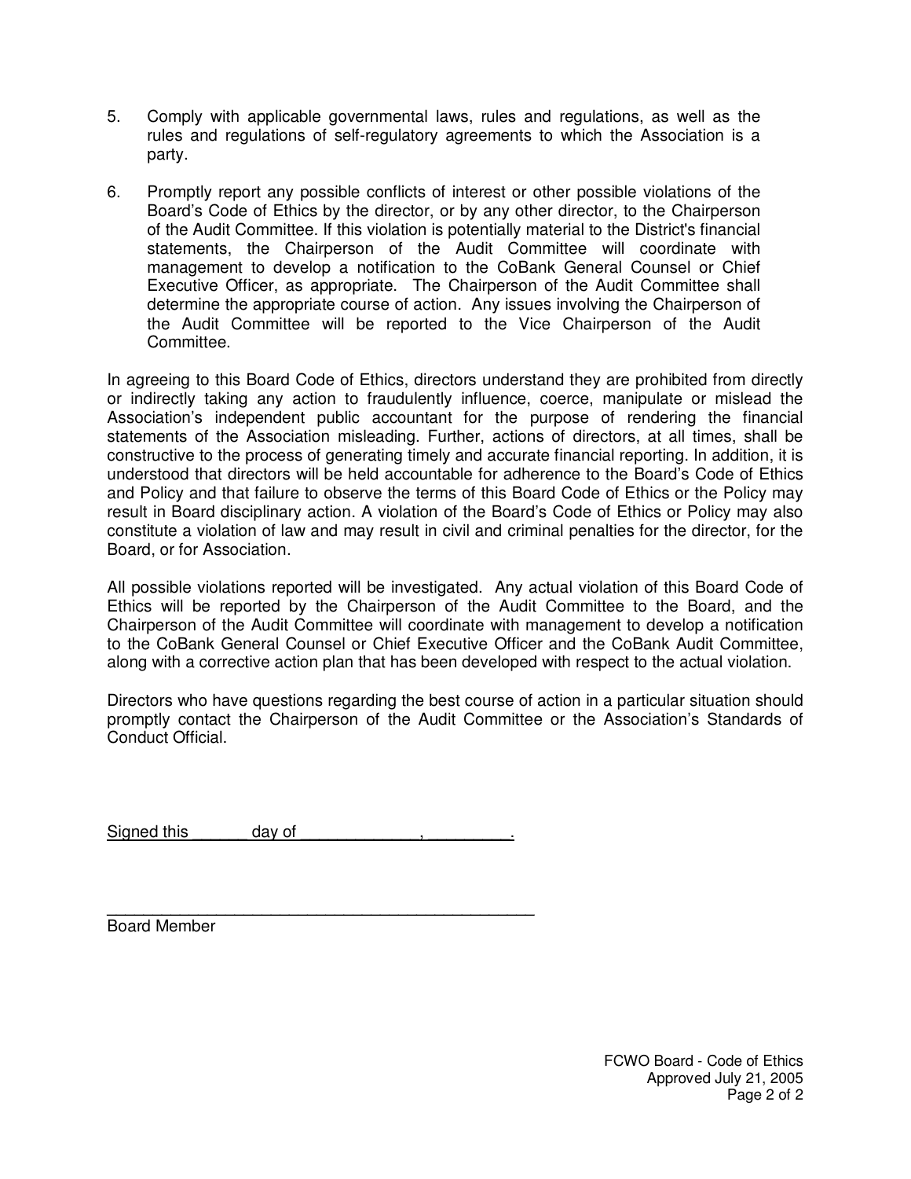5. Comply with applicable governmental laws, rules and regulations, as well as the rules and regulations of self-regulatory agreements to which the Association is a party.

6. Promptly report any possible conflicts of interest or other possible violations of the Board's Code of Ethics by the director, or by any other director, to the Chairperson of the Audit Committee. If this violation is potentially material to the District's financial statements, the Chairperson of the Audit Committee will coordinate with management to develop a notification to the CoBank General Counsel or Chief Executive Officer, as appropriate. The Chairperson of the Audit Committee shall determine the appropriate course of action. Any issues involving the Chairperson of the Audit Committee will be reported to the Vice Chairperson of the Audit Committee.

In agreeing to this Board Code of Ethics, directors understand they are prohibited from directly or indirectly taking any action to fraudulently influence, coerce, manipulate or mislead the Association's independent public accountant for the purpose of rendering the financial statements of the Association misleading. Further, actions of directors, at all times, shall be constructive to the process of generating timely and accurate financial reporting. In addition, it is understood that directors will be held accountable for adherence to the Board's Code of Ethics and Policy and that failure to observe the terms of this Board Code of Ethics or the Policy may result in Board disciplinary action. A violation of the Board's Code of Ethics or Policy may also constitute a violation of law and may result in civil and criminal penalties for the director, for the Board, or for Association.

All possible violations reported will be investigated. Any actual violation of this Board Code of Ethics will be reported by the Chairperson of the Audit Committee to the Board, and the Chairperson of the Audit Committee will coordinate with management to develop a notification to the CoBank General Counsel or Chief Executive Officer and the CoBank Audit Committee, along with a corrective action plan that has been developed with respect to the actual violation.

Directors who have questions regarding the best course of action in a particular situation should promptly contact the Chairperson of the Audit Committee or the Association's Standards of Conduct Official.

Signed this ______ day of _____________, _________.

_________________________________________________
Board Member

FCWO Board - Code of Ethics
Approved July 21, 2005